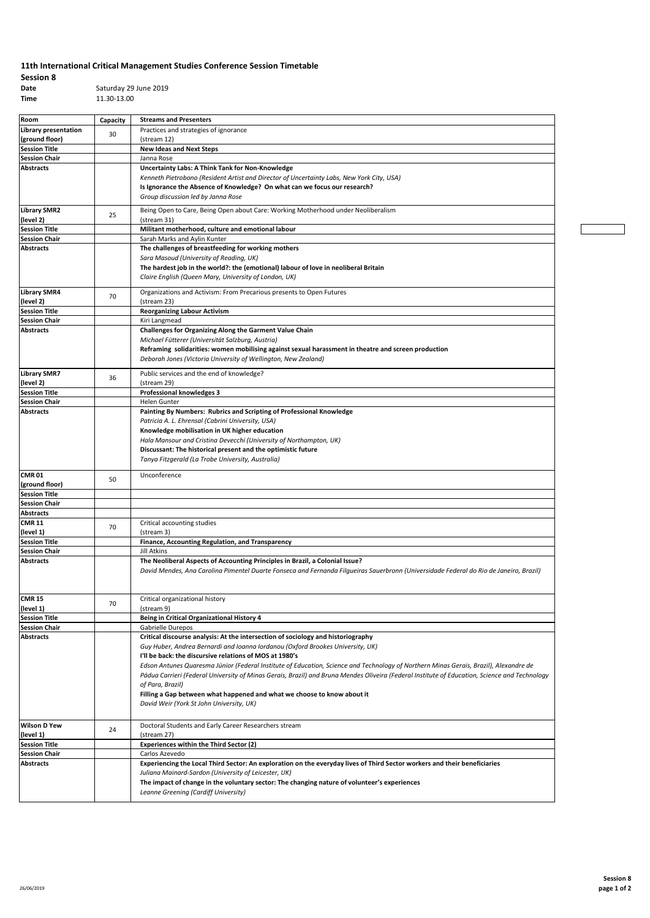# 11th International Critical Management Studies Conference Session Timetable

**Session 8**

**Date** Saturday 29 June 2019

**Time** 11.30-13.00

| Room | Capacity | Streams and Presenters |
|---|---|---|
| **Library presentation (ground floor)** | 30 | Practices and strategies of ignorance (stream 12) |
| **Session Title** | | **New Ideas and Next Steps** |
| **Session Chair** | | Janna Rose |
| **Abstracts** | | **Uncertainty Labs: A Think Tank for Non-Knowledge**<br>*Kenneth Pietrobono (Resident Artist and Director of Uncertainty Labs, New York City, USA)*<br>**Is Ignorance the Absence of Knowledge? On what can we focus our research?**<br>*Group discussion led by Janna Rose* |
| **Library SMR2 (level 2)** | 25 | Being Open to Care, Being Open about Care: Working Motherhood under Neoliberalism (stream 31) |
| **Session Title** | | **Militant motherhood, culture and emotional labour** |
| **Session Chair** | | Sarah Marks and Aylin Kunter |
| **Abstracts** | | **The challenges of breastfeeding for working mothers**<br>*Sara Masoud (University of Reading, UK)*<br>**The hardest job in the world?: the (emotional) labour of love in neoliberal Britain**<br>*Claire English (Queen Mary, University of London, UK)* |
| **Library SMR4 (level 2)** | 70 | Organizations and Activism: From Precarious presents to Open Futures (stream 23) |
| **Session Title** | | **Reorganizing Labour Activism** |
| **Session Chair** | | Kiri Langmead |
| **Abstracts** | | **Challenges for Organizing Along the Garment Value Chain**<br>*Michael Fütterer (Universität Salzburg, Austria)*<br>**Reframing solidarities: women mobilising against sexual harassment in theatre and screen production**<br>*Deborah Jones (Victoria University of Wellington, New Zealand)* |
| **Library SMR7 (level 2)** | 36 | Public services and the end of knowledge? (stream 29) |
| **Session Title** | | **Professional knowledges 3** |
| **Session Chair** | | Helen Gunter |
| **Abstracts** | | **Painting By Numbers: Rubrics and Scripting of Professional Knowledge**<br>*Patricia A. L. Ehrensal (Cabrini University, USA)*<br>**Knowledge mobilisation in UK higher education**<br>*Hala Mansour and Cristina Devecchi (University of Northampton, UK)*<br>**Discussant: The historical present and the optimistic future**<br>*Tanya Fitzgerald (La Trobe University, Australia)* |
| **CMR 01 (ground floor)** | 50 | Unconference |
| **Session Title** | | |
| **Session Chair** | | |
| **Abstracts** | | |
| **CMR 11 (level 1)** | 70 | Critical accounting studies (stream 3) |
| **Session Title** | | **Finance, Accounting Regulation, and Transparency** |
| **Session Chair** | | Jill Atkins |
| **Abstracts** | | **The Neoliberal Aspects of Accounting Principles in Brazil, a Colonial Issue?**<br>*David Mendes, Ana Carolina Pimentel Duarte Fonseca and Fernanda Filgueiras Sauerbronn (Universidade Federal do Rio de Janeiro, Brazil)* |
| **CMR 15 (level 1)** | 70 | Critical organizational history (stream 9) |
| **Session Title** | | **Being in Critical Organizational History 4** |
| **Session Chair** | | Gabrielle Durepos |
| **Abstracts** | | **Critical discourse analysis: At the intersection of sociology and historiography**<br>*Guy Huber, Andrea Bernardi and Ioanna Iordanou (Oxford Brookes University, UK)*<br>**I'll be back: the discursive relations of MOS at 1980's**<br>*Edson Antunes Quaresma Júnior (Federal Institute of Education, Science and Technology of Northern Minas Gerais, Brazil), Alexandre de Pádua Carrieri (Federal University of Minas Gerais, Brazil) and Bruna Mendes Oliveira (Federal Institute of Education, Science and Technology of Para, Brazil)*<br>**Filling a Gap between what happened and what we choose to know about it**<br>*David Weir (York St John University, UK)* |
| **Wilson D Yew (level 1)** | 24 | Doctoral Students and Early Career Researchers stream (stream 27) |
| **Session Title** | | **Experiences within the Third Sector (2)** |
| **Session Chair** | | Carlos Azevedo |
| **Abstracts** | | **Experiencing the Local Third Sector: An exploration on the everyday lives of Third Sector workers and their beneficiaries**<br>*Juliana Mainard-Sardon (University of Leicester, UK)*<br>**The impact of change in the voluntary sector: The changing nature of volunteer's experiences**<br>*Leanne Greening (Cardiff University)* |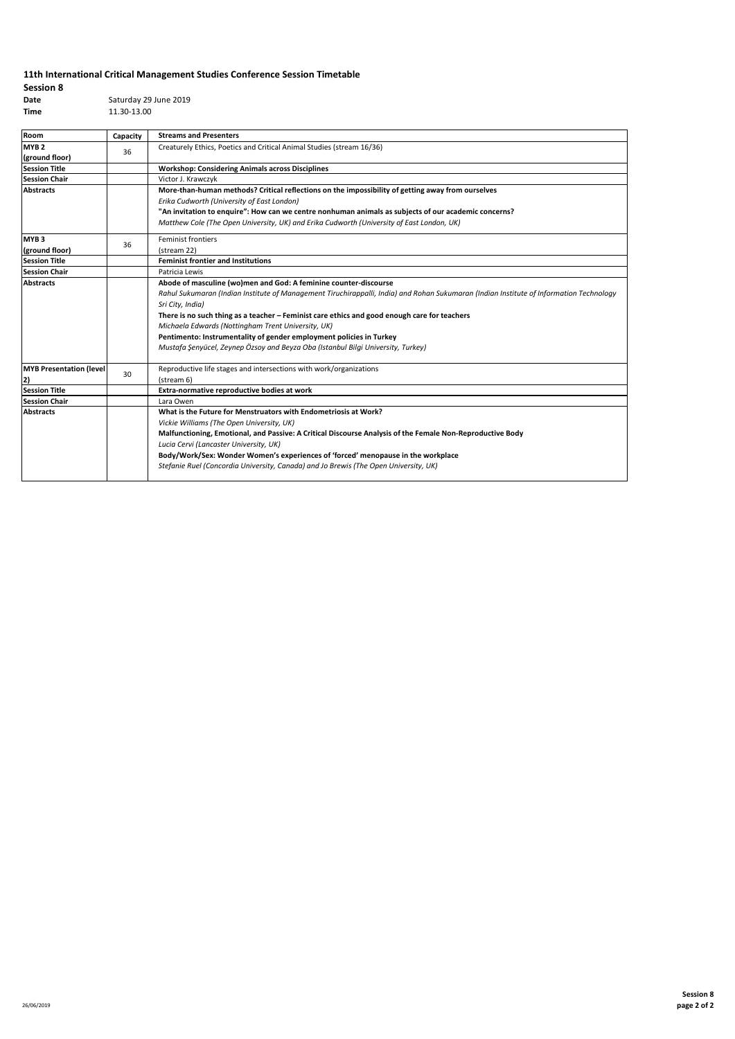# 11th International Critical Management Studies Conference Session Timetable

**Session 8**

**Date** Saturday 29 June 2019

**Time** 11.30-13.00

| Room | Capacity | Streams and Presenters |
|---|---|---|
| **MYB 2 (ground floor)** | 36 | Creaturely Ethics, Poetics and Critical Animal Studies (stream 16/36) |
| **Session Title** | | **Workshop: Considering Animals across Disciplines** |
| **Session Chair** | | Victor J. Krawczyk |
| **Abstracts** | | **More-than-human methods? Critical reflections on the impossibility of getting away from ourselves**<br>*Erika Cudworth (University of East London)*<br>**"An invitation to enquire": How can we centre nonhuman animals as subjects of our academic concerns?**<br>*Matthew Cole (The Open University, UK) and Erika Cudworth (University of East London, UK)* |
| **MYB 3 (ground floor)** | 36 | Feminist frontiers<br>(stream 22) |
| **Session Title** | | **Feminist frontier and Institutions** |
| **Session Chair** | | Patricia Lewis |
| **Abstracts** | | **Abode of masculine (wo)men and God: A feminine counter-discourse**<br>*Rahul Sukumaran (Indian Institute of Management Tiruchirappalli, India) and Rohan Sukumaran (Indian Institute of Information Technology Sri City, India)*<br>**There is no such thing as a teacher – Feminist care ethics and good enough care for teachers**<br>*Michaela Edwards (Nottingham Trent University, UK)*<br>**Pentimento: Instrumentality of gender employment policies in Turkey**<br>*Mustafa Şenyücel, Zeynep Özsoy and Beyza Oba (Istanbul Bilgi University, Turkey)* |
| **MYB Presentation (level 2)** | 30 | Reproductive life stages and intersections with work/organizations<br>(stream 6) |
| **Session Title** | | **Extra-normative reproductive bodies at work** |
| **Session Chair** | | Lara Owen |
| **Abstracts** | | **What is the Future for Menstruators with Endometriosis at Work?**<br>*Vickie Williams (The Open University, UK)*<br>**Malfunctioning, Emotional, and Passive: A Critical Discourse Analysis of the Female Non-Reproductive Body**<br>*Lucia Cervi (Lancaster University, UK)*<br>**Body/Work/Sex: Wonder Women's experiences of 'forced' menopause in the workplace**<br>*Stefanie Ruel (Concordia University, Canada) and Jo Brewis (The Open University, UK)* |